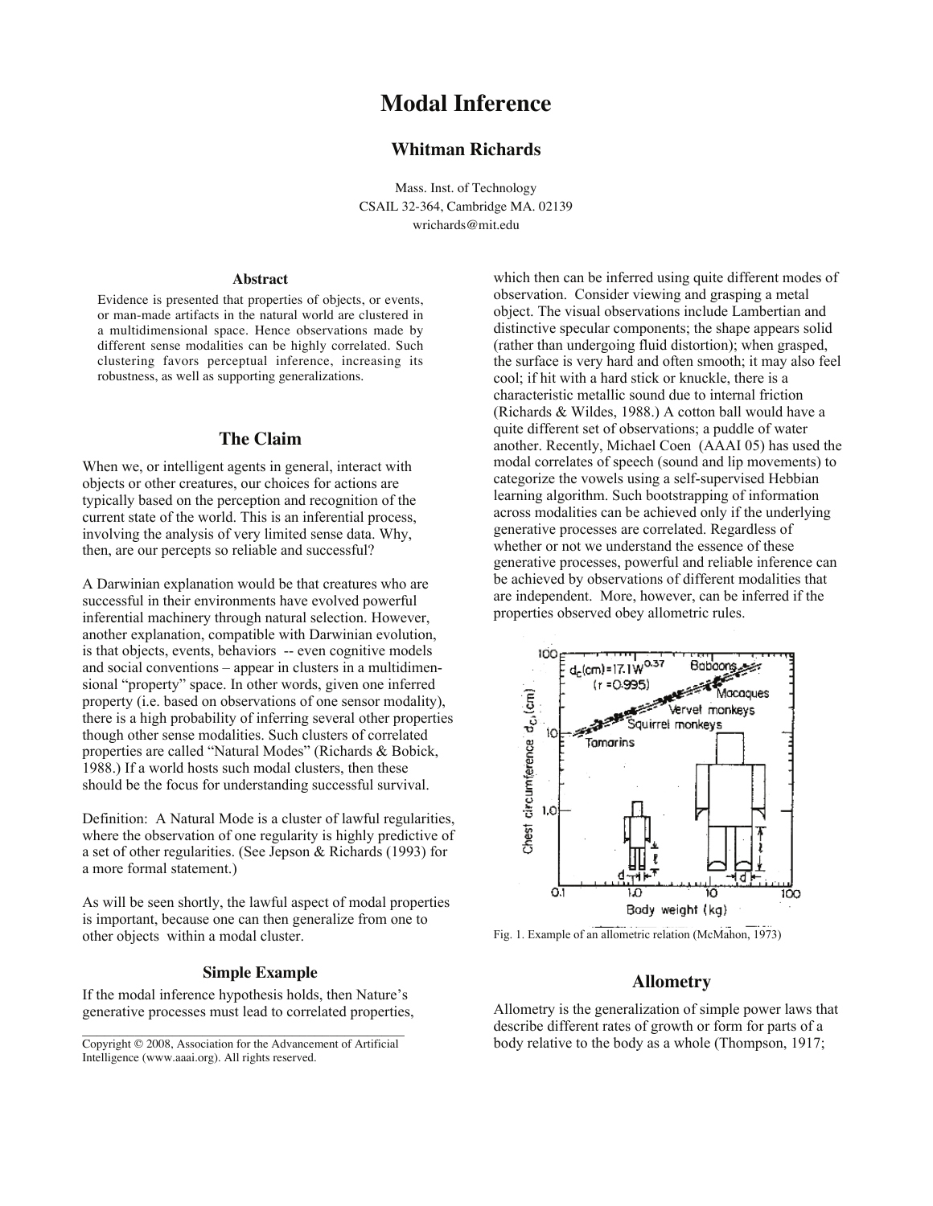# Modal Inference

### Whitman Richards

Mass. Inst. of Technology
CSAIL 32-364, Cambridge MA. 02139
wrichards@mit.edu

#### Abstract

Evidence is presented that properties of objects, or events, or man-made artifacts in the natural world are clustered in a multidimensional space. Hence observations made by different sense modalities can be highly correlated. Such clustering favors perceptual inference, increasing its robustness, as well as supporting generalizations.

## The Claim

When we, or intelligent agents in general, interact with objects or other creatures, our choices for actions are typically based on the perception and recognition of the current state of the world. This is an inferential process, involving the analysis of very limited sense data. Why, then, are our percepts so reliable and successful?

A Darwinian explanation would be that creatures who are successful in their environments have evolved powerful inferential machinery through natural selection. However, another explanation, compatible with Darwinian evolution, is that objects, events, behaviors -- even cognitive models and social conventions – appear in clusters in a multidimensional "property" space. In other words, given one inferred property (i.e. based on observations of one sensor modality), there is a high probability of inferring several other properties though other sense modalities. Such clusters of correlated properties are called "Natural Modes" (Richards & Bobick, 1988.) If a world hosts such modal clusters, then these should be the focus for understanding successful survival.

Definition: A Natural Mode is a cluster of lawful regularities, where the observation of one regularity is highly predictive of a set of other regularities. (See Jepson & Richards (1993) for a more formal statement.)

As will be seen shortly, the lawful aspect of modal properties is important, because one can then generalize from one to other objects within a modal cluster.

### Simple Example

If the modal inference hypothesis holds, then Nature's generative processes must lead to correlated properties, which then can be inferred using quite different modes of observation. Consider viewing and grasping a metal object. The visual observations include Lambertian and distinctive specular components; the shape appears solid (rather than undergoing fluid distortion); when grasped, the surface is very hard and often smooth; it may also feel cool; if hit with a hard stick or knuckle, there is a characteristic metallic sound due to internal friction (Richards & Wildes, 1988.) A cotton ball would have a quite different set of observations; a puddle of water another. Recently, Michael Coen (AAAI 05) has used the modal correlates of speech (sound and lip movements) to categorize the vowels using a self-supervised Hebbian learning algorithm. Such bootstrapping of information across modalities can be achieved only if the underlying generative processes are correlated. Regardless of whether or not we understand the essence of these generative processes, powerful and reliable inference can be achieved by observations of different modalities that are independent. More, however, can be inferred if the properties observed obey allometric rules.

Fig. 1. Example of an allometric relation (McMahon, 1973)

## Allometry

Allometry is the generalization of simple power laws that describe different rates of growth or form for parts of a body relative to the body as a whole (Thompson, 1917;

Copyright © 2008, Association for the Advancement of Artificial Intelligence (www.aaai.org). All rights reserved.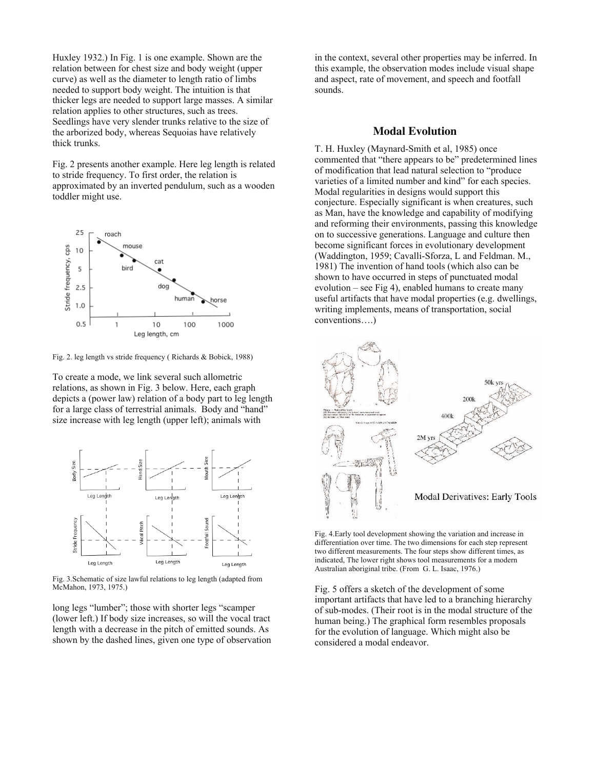Huxley 1932.) In Fig. 1 is one example. Shown are the relation between for chest size and body weight (upper curve) as well as the diameter to length ratio of limbs needed to support body weight. The intuition is that thicker legs are needed to support large masses. A similar relation applies to other structures, such as trees. Seedlings have very slender trunks relative to the size of the arborized body, whereas Sequoias have relatively thick trunks.

Fig. 2 presents another example. Here leg length is related to stride frequency. To first order, the relation is approximated by an inverted pendulum, such as a wooden toddler might use.

Fig. 2. leg length vs stride frequency ( Richards & Bobick, 1988)

To create a mode, we link several such allometric relations, as shown in Fig. 3 below. Here, each graph depicts a (power law) relation of a body part to leg length for a large class of terrestrial animals. Body and "hand" size increase with leg length (upper left); animals with long legs "lumber"; those with shorter legs "scamper (lower left.) If body size increases, so will the vocal tract length with a decrease in the pitch of emitted sounds. As shown by the dashed lines, given one type of observation in the context, several other properties may be inferred. In this example, the observation modes include visual shape and aspect, rate of movement, and speech and footfall sounds.

Fig. 3.Schematic of size lawful relations to leg length (adapted from McMahon, 1973, 1975.)

## Modal Evolution

T. H. Huxley (Maynard-Smith et al, 1985) once commented that "there appears to be" predetermined lines of modification that lead natural selection to "produce varieties of a limited number and kind" for each species. Modal regularities in designs would support this conjecture. Especially significant is when creatures, such as Man, have the knowledge and capability of modifying and reforming their environments, passing this knowledge on to successive generations. Language and culture then become significant forces in evolutionary development (Waddington, 1959; Cavalli-Sforza, L and Feldman. M., 1981) The invention of hand tools (which also can be shown to have occurred in steps of punctuated modal evolution – see Fig 4), enabled humans to create many useful artifacts that have modal properties (e.g. dwellings, writing implements, means of transportation, social conventions….)

Fig. 4.Early tool development showing the variation and increase in differentiation over time. The two dimensions for each step represent two different measurements. The four steps show different times, as indicated, The lower right shows tool measurements for a modern Australian aboriginal tribe. (From G. L. Isaac, 1976.)

Fig. 5 offers a sketch of the development of some important artifacts that have led to a branching hierarchy of sub-modes. (Their root is in the modal structure of the human being.) The graphical form resembles proposals for the evolution of language. Which might also be considered a modal endeavor.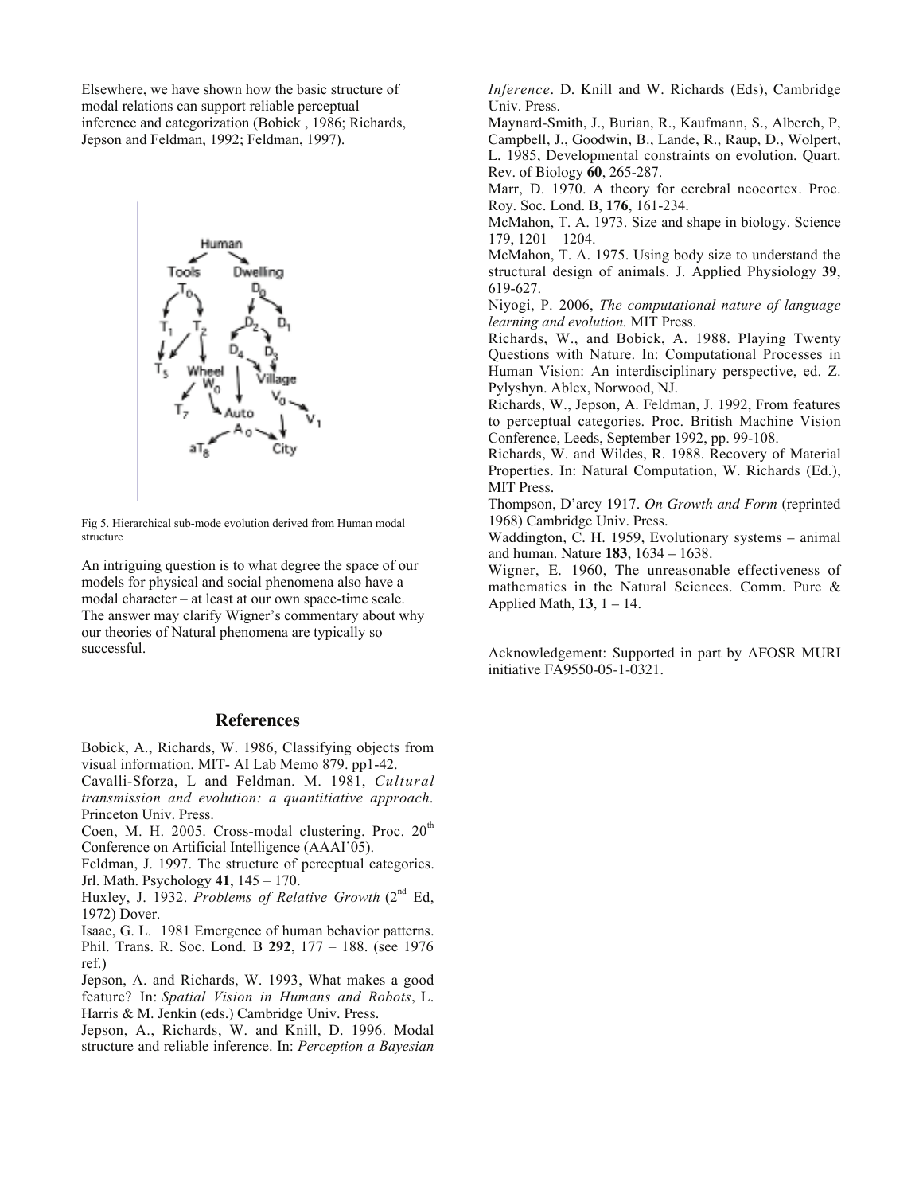Elsewhere, we have shown how the basic structure of modal relations can support reliable perceptual inference and categorization (Bobick , 1986; Richards, Jepson and Feldman, 1992; Feldman, 1997).

Human
Tools
Dwelling
$T_0$
$D_0$
$T_1$
$T_2$
$D_2$
$D_1$
$D_4$
$D_3$
$T_5$
Wheel
$W_0$
Village
$V_0$
$V_1$
$T_7$
Auto
$A_0$
$aT_8$
City

Fig 5. Hierarchical sub-mode evolution derived from Human modal structure

An intriguing question is to what degree the space of our models for physical and social phenomena also have a modal character – at least at our own space-time scale. The answer may clarify Wigner's commentary about why our theories of Natural phenomena are typically so successful.

## References

Bobick, A., Richards, W. 1986, Classifying objects from visual information. MIT- AI Lab Memo 879. pp1-42.

Cavalli-Sforza, L and Feldman. M. 1981, *Cultural transmission and evolution: a quantitiative approach*. Princeton Univ. Press.

Coen, M. H. 2005. Cross-modal clustering. Proc. 20th Conference on Artificial Intelligence (AAAI'05).

Feldman, J. 1997. The structure of perceptual categories. Jrl. Math. Psychology **41**, 145 – 170.

Huxley, J. 1932. *Problems of Relative Growth* (2nd Ed, 1972) Dover.

Isaac, G. L. 1981 Emergence of human behavior patterns. Phil. Trans. R. Soc. Lond. B **292**, 177 – 188. (see 1976 ref.)

Jepson, A. and Richards, W. 1993, What makes a good feature? In: *Spatial Vision in Humans and Robots*, L. Harris & M. Jenkin (eds.) Cambridge Univ. Press.

Jepson, A., Richards, W. and Knill, D. 1996. Modal structure and reliable inference. In: *Perception a Bayesian Inference*. D. Knill and W. Richards (Eds), Cambridge Univ. Press.

Maynard-Smith, J., Burian, R., Kaufmann, S., Alberch, P, Campbell, J., Goodwin, B., Lande, R., Raup, D., Wolpert, L. 1985, Developmental constraints on evolution. Quart. Rev. of Biology **60**, 265-287.

Marr, D. 1970. A theory for cerebral neocortex. Proc. Roy. Soc. Lond. B, **176**, 161-234.

McMahon, T. A. 1973. Size and shape in biology. Science 179, 1201 – 1204.

McMahon, T. A. 1975. Using body size to understand the structural design of animals. J. Applied Physiology **39**, 619-627.

Niyogi, P. 2006, *The computational nature of language learning and evolution.* MIT Press.

Richards, W., and Bobick, A. 1988. Playing Twenty Questions with Nature. In: Computational Processes in Human Vision: An interdisciplinary perspective, ed. Z. Pylyshyn. Ablex, Norwood, NJ.

Richards, W., Jepson, A. Feldman, J. 1992, From features to perceptual categories. Proc. British Machine Vision Conference, Leeds, September 1992, pp. 99-108.

Richards, W. and Wildes, R. 1988. Recovery of Material Properties. In: Natural Computation, W. Richards (Ed.), MIT Press.

Thompson, D'arcy 1917. *On Growth and Form* (reprinted 1968) Cambridge Univ. Press.

Waddington, C. H. 1959, Evolutionary systems – animal and human. Nature **183**, 1634 – 1638.

Wigner, E. 1960, The unreasonable effectiveness of mathematics in the Natural Sciences. Comm. Pure & Applied Math, **13**, 1 – 14.

Acknowledgement: Supported in part by AFOSR MURI initiative FA9550-05-1-0321.